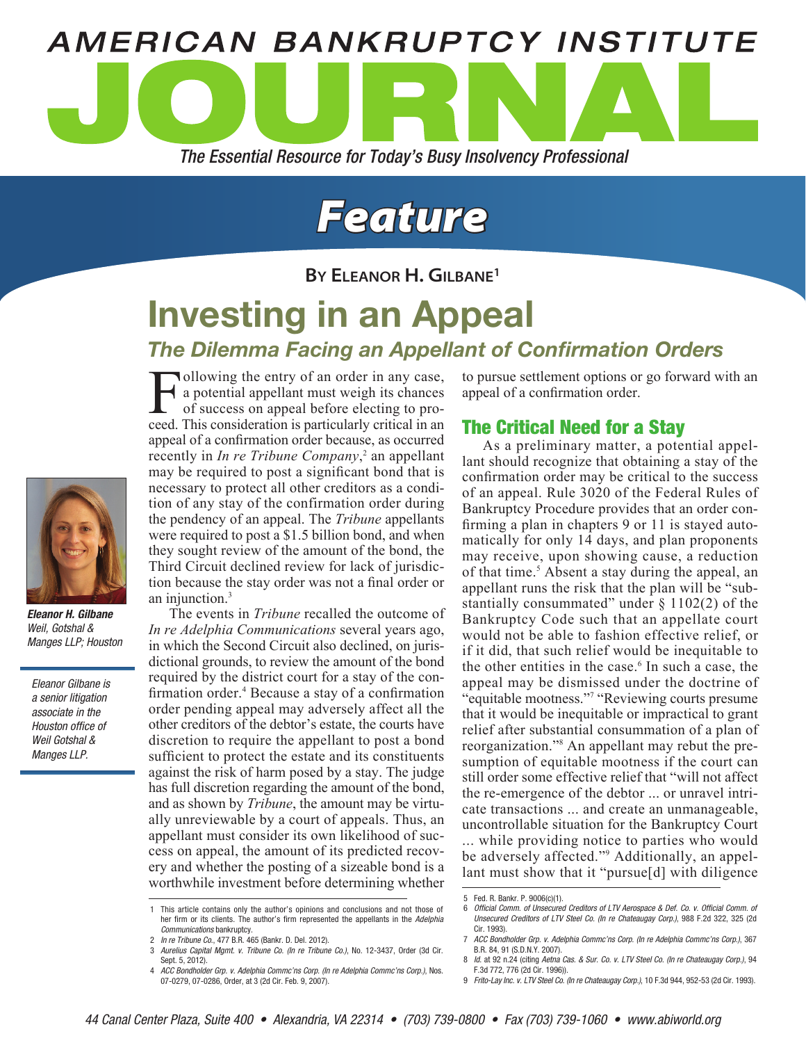# AMERICAN BANKRUPTCY INSTITUTE JOURNAL

*The Essential Resource for Today's Busy Insolvency Professional*

## Feature

**By Eleanor H. Gilbane[1]**

# Investing in an Appeal

## *The Dilemma Facing an Appellant of Confirmation Orders*

***Eleanor H. Gilbane***
*Weil, Gotshal & Manges LLP; Houston*

*Eleanor Gilbane is a senior litigation associate in the Houston office of Weil Gotshal & Manges LLP.*

Following the entry of an order in any case, a potential appellant must weigh its chances of success on appeal before electing to proceed. This consideration is particularly critical in an appeal of a confirmation order because, as occurred recently in *In re Tribune Company*,[2] an appellant may be required to post a significant bond that is necessary to protect all other creditors as a condition of any stay of the confirmation order during the pendency of an appeal. The *Tribune* appellants were required to post a $1.5 billion bond, and when they sought review of the amount of the bond, the Third Circuit declined review for lack of jurisdiction because the stay order was not a final order or an injunction.[3]

The events in *Tribune* recalled the outcome of *In re Adelphia Communications* several years ago, in which the Second Circuit also declined, on jurisdictional grounds, to review the amount of the bond required by the district court for a stay of the confirmation order.[4] Because a stay of a confirmation order pending appeal may adversely affect all the other creditors of the debtor's estate, the courts have discretion to require the appellant to post a bond sufficient to protect the estate and its constituents against the risk of harm posed by a stay. The judge has full discretion regarding the amount of the bond, and as shown by *Tribune*, the amount may be virtually unreviewable by a court of appeals. Thus, an appellant must consider its own likelihood of success on appeal, the amount of its predicted recovery and whether the posting of a sizeable bond is a worthwhile investment before determining whether to pursue settlement options or go forward with an appeal of a confirmation order.

### The Critical Need for a Stay

As a preliminary matter, a potential appellant should recognize that obtaining a stay of the confirmation order may be critical to the success of an appeal. Rule 3020 of the Federal Rules of Bankruptcy Procedure provides that an order confirming a plan in chapters 9 or 11 is stayed automatically for only 14 days, and plan proponents may receive, upon showing cause, a reduction of that time.[5] Absent a stay during the appeal, an appellant runs the risk that the plan will be "substantially consummated" under § 1102(2) of the Bankruptcy Code such that an appellate court would not be able to fashion effective relief, or if it did, that such relief would be inequitable to the other entities in the case.[6] In such a case, the appeal may be dismissed under the doctrine of "equitable mootness."[7] "Reviewing courts presume that it would be inequitable or impractical to grant relief after substantial consummation of a plan of reorganization."[8] An appellant may rebut the presumption of equitable mootness if the court can still order some effective relief that "will not affect the re-emergence of the debtor ... or unravel intricate transactions ... and create an unmanageable, uncontrollable situation for the Bankruptcy Court ... while providing notice to parties who would be adversely affected."[9] Additionally, an appellant must show that it "pursue[d] with diligence

---

1 This article contains only the author's opinions and conclusions and not those of her firm or its clients. The author's firm represented the appellants in the *Adelphia Communications* bankruptcy.

2 *In re Tribune Co.*, 477 B.R. 465 (Bankr. D. Del. 2012).

3 *Aurelius Capital Mgmt. v. Tribune Co. (In re Tribune Co.)*, No. 12-3437, Order (3d Cir. Sept. 5, 2012).

4 *ACC Bondholder Grp. v. Adelphia Commc'ns Corp. (In re Adelphia Commc'ns Corp.)*, Nos. 07-0279, 07-0286, Order, at 3 (2d Cir. Feb. 9, 2007).

5 Fed. R. Bankr. P. 9006(c)(1).

6 *Official Comm. of Unsecured Creditors of LTV Aerospace & Def. Co. v. Official Comm. of Unsecured Creditors of LTV Steel Co. (In re Chateaugay Corp.)*, 988 F.2d 322, 325 (2d Cir. 1993).

7 *ACC Bondholder Grp. v. Adelphia Commc'ns Corp. (In re Adelphia Commc'ns Corp.)*, 367 B.R. 84, 91 (S.D.N.Y. 2007).

8 *Id.* at 92 n.24 (citing *Aetna Cas. & Sur. Co. v. LTV Steel Co. (In re Chateaugay Corp.)*, 94 F.3d 772, 776 (2d Cir. 1996)).

9 *Frito-Lay Inc. v. LTV Steel Co. (In re Chateaugay Corp.)*, 10 F.3d 944, 952-53 (2d Cir. 1993).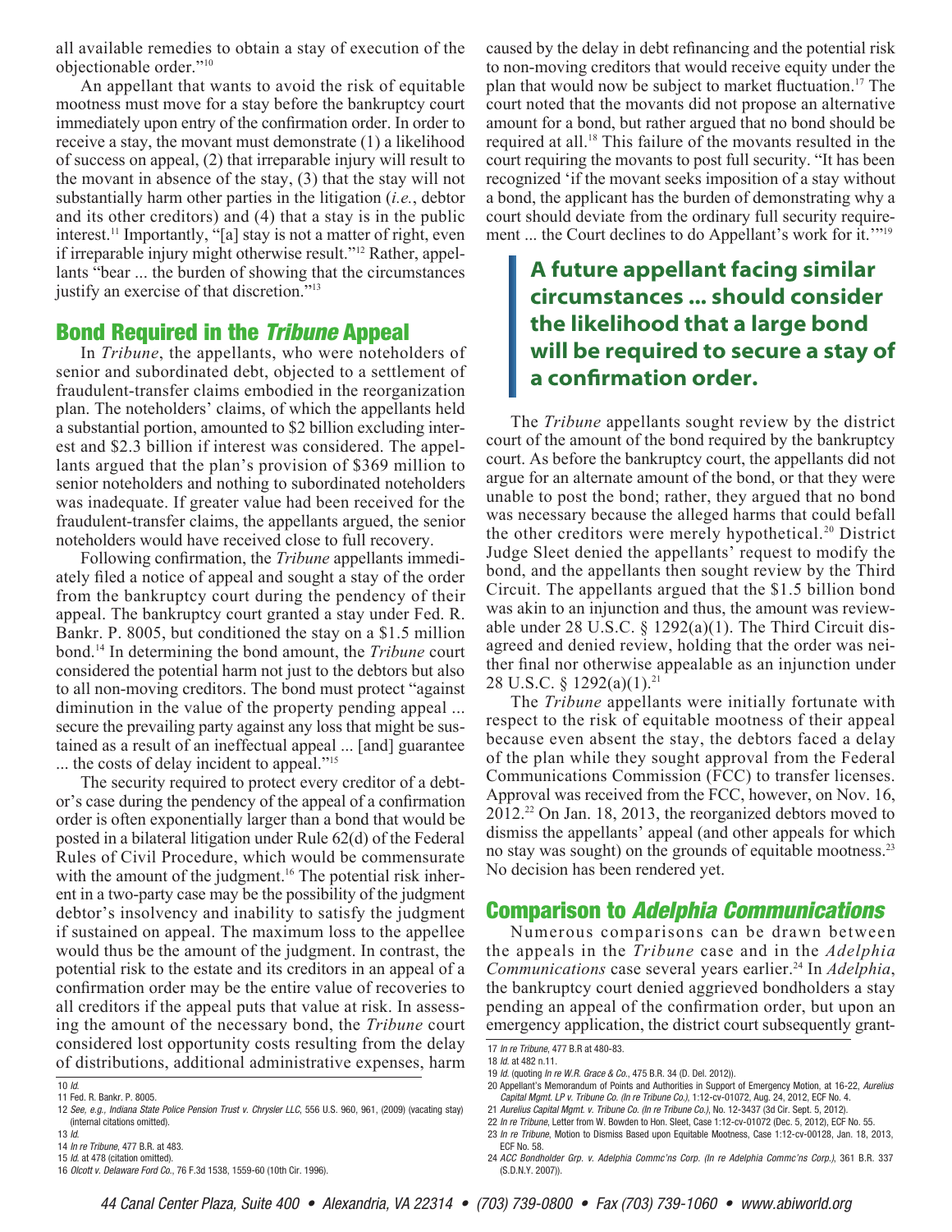all available remedies to obtain a stay of execution of the objectionable order."[10]

An appellant that wants to avoid the risk of equitable mootness must move for a stay before the bankruptcy court immediately upon entry of the confirmation order. In order to receive a stay, the movant must demonstrate (1) a likelihood of success on appeal, (2) that irreparable injury will result to the movant in absence of the stay, (3) that the stay will not substantially harm other parties in the litigation (*i.e.*, debtor and its other creditors) and (4) that a stay is in the public interest.[11] Importantly, "[a] stay is not a matter of right, even if irreparable injury might otherwise result."[12] Rather, appellants "bear ... the burden of showing that the circumstances justify an exercise of that discretion."[13]

## Bond Required in the *Tribune* Appeal

In *Tribune*, the appellants, who were noteholders of senior and subordinated debt, objected to a settlement of fraudulent-transfer claims embodied in the reorganization plan. The noteholders' claims, of which the appellants held a substantial portion, amounted to \$2 billion excluding interest and \$2.3 billion if interest was considered. The appellants argued that the plan's provision of \$369 million to senior noteholders and nothing to subordinated noteholders was inadequate. If greater value had been received for the fraudulent-transfer claims, the appellants argued, the senior noteholders would have received close to full recovery.

Following confirmation, the *Tribune* appellants immediately filed a notice of appeal and sought a stay of the order from the bankruptcy court during the pendency of their appeal. The bankruptcy court granted a stay under Fed. R. Bankr. P. 8005, but conditioned the stay on a \$1.5 million bond.[14] In determining the bond amount, the *Tribune* court considered the potential harm not just to the debtors but also to all non-moving creditors. The bond must protect "against diminution in the value of the property pending appeal ... secure the prevailing party against any loss that might be sustained as a result of an ineffectual appeal ... [and] guarantee ... the costs of delay incident to appeal."[15]

The security required to protect every creditor of a debtor's case during the pendency of the appeal of a confirmation order is often exponentially larger than a bond that would be posted in a bilateral litigation under Rule 62(d) of the Federal Rules of Civil Procedure, which would be commensurate with the amount of the judgment.[16] The potential risk inherent in a two-party case may be the possibility of the judgment debtor's insolvency and inability to satisfy the judgment if sustained on appeal. The maximum loss to the appellee would thus be the amount of the judgment. In contrast, the potential risk to the estate and its creditors in an appeal of a confirmation order may be the entire value of recoveries to all creditors if the appeal puts that value at risk. In assessing the amount of the necessary bond, the *Tribune* court considered lost opportunity costs resulting from the delay of distributions, additional administrative expenses, harm caused by the delay in debt refinancing and the potential risk to non-moving creditors that would receive equity under the plan that would now be subject to market fluctuation.[17] The court noted that the movants did not propose an alternative amount for a bond, but rather argued that no bond should be required at all.[18] This failure of the movants resulted in the court requiring the movants to post full security. "It has been recognized 'if the movant seeks imposition of a stay without a bond, the applicant has the burden of demonstrating why a court should deviate from the ordinary full security requirement ... the Court declines to do Appellant's work for it.'"[19]

> **A future appellant facing similar circumstances ... should consider the likelihood that a large bond will be required to secure a stay of a confirmation order.**

The *Tribune* appellants sought review by the district court of the amount of the bond required by the bankruptcy court. As before the bankruptcy court, the appellants did not argue for an alternate amount of the bond, or that they were unable to post the bond; rather, they argued that no bond was necessary because the alleged harms that could befall the other creditors were merely hypothetical.[20] District Judge Sleet denied the appellants' request to modify the bond, and the appellants then sought review by the Third Circuit. The appellants argued that the \$1.5 billion bond was akin to an injunction and thus, the amount was reviewable under 28 U.S.C. § 1292(a)(1). The Third Circuit disagreed and denied review, holding that the order was neither final nor otherwise appealable as an injunction under 28 U.S.C. § 1292(a)(1).[21]

The *Tribune* appellants were initially fortunate with respect to the risk of equitable mootness of their appeal because even absent the stay, the debtors faced a delay of the plan while they sought approval from the Federal Communications Commission (FCC) to transfer licenses. Approval was received from the FCC, however, on Nov. 16, 2012.[22] On Jan. 18, 2013, the reorganized debtors moved to dismiss the appellants' appeal (and other appeals for which no stay was sought) on the grounds of equitable mootness.[23] No decision has been rendered yet.

## Comparison to *Adelphia Communications*

Numerous comparisons can be drawn between the appeals in the *Tribune* case and in the *Adelphia Communications* case several years earlier.[24] In *Adelphia*, the bankruptcy court denied aggrieved bondholders a stay pending an appeal of the confirmation order, but upon an emergency application, the district court subsequently grant-

---

10 *Id.*

11 Fed. R. Bankr. P. 8005.

12 *See, e.g., Indiana State Police Pension Trust v. Chrysler LLC*, 556 U.S. 960, 961, (2009) (vacating stay) (internal citations omitted).

13 *Id.*

14 *In re Tribune*, 477 B.R. at 483.

15 *Id.* at 478 (citation omitted).

16 *Olcott v. Delaware Ford Co.*, 76 F.3d 1538, 1559-60 (10th Cir. 1996).

17 *In re Tribune*, 477 B.R at 480-83.

18 *Id.* at 482 n.11.

19 *Id.* (quoting *In re W.R. Grace & Co.*, 475 B.R. 34 (D. Del. 2012)).

20 Appellant's Memorandum of Points and Authorities in Support of Emergency Motion, at 16-22, *Aurelius Capital Mgmt. LP v. Tribune Co. (In re Tribune Co.)*, 1:12-cv-01072, Aug. 24, 2012, ECF No. 4.

21 *Aurelius Capital Mgmt. v. Tribune Co. (In re Tribune Co.)*, No. 12-3437 (3d Cir. Sept. 5, 2012).

22 *In re Tribune*, Letter from W. Bowden to Hon. Sleet, Case 1:12-cv-01072 (Dec. 5, 2012), ECF No. 55.

23 *In re Tribune*, Motion to Dismiss Based upon Equitable Mootness, Case 1:12-cv-00128, Jan. 18, 2013, ECF No. 58.

24 *ACC Bondholder Grp. v. Adelphia Commc'ns Corp. (In re Adelphia Commc'ns Corp.)*, 361 B.R. 337 (S.D.N.Y. 2007)).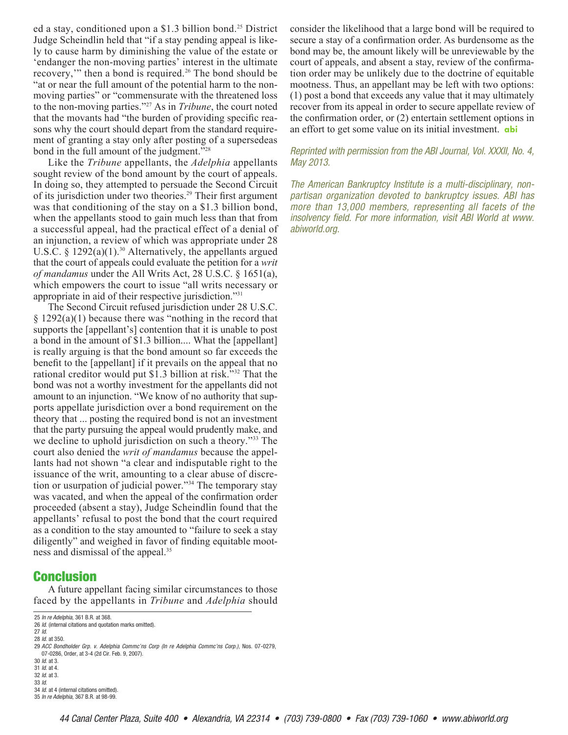ed a stay, conditioned upon a $1.3 billion bond.[25] District Judge Scheindlin held that "if a stay pending appeal is likely to cause harm by diminishing the value of the estate or 'endanger the non-moving parties' interest in the ultimate recovery,'" then a bond is required.[26] The bond should be "at or near the full amount of the potential harm to the non-moving parties" or "commensurate with the threatened loss to the non-moving parties."[27] As in *Tribune*, the court noted that the movants had "the burden of providing specific reasons why the court should depart from the standard requirement of granting a stay only after posting of a supersedeas bond in the full amount of the judgment."[28]

Like the *Tribune* appellants, the *Adelphia* appellants sought review of the bond amount by the court of appeals. In doing so, they attempted to persuade the Second Circuit of its jurisdiction under two theories.[29] Their first argument was that conditioning of the stay on a $1.3 billion bond, when the appellants stood to gain much less than that from a successful appeal, had the practical effect of a denial of an injunction, a review of which was appropriate under 28 U.S.C. § 1292(a)(1).[30] Alternatively, the appellants argued that the court of appeals could evaluate the petition for a *writ of mandamus* under the All Writs Act, 28 U.S.C. § 1651(a), which empowers the court to issue "all writs necessary or appropriate in aid of their respective jurisdiction."[31]

The Second Circuit refused jurisdiction under 28 U.S.C. § 1292(a)(1) because there was "nothing in the record that supports the [appellant's] contention that it is unable to post a bond in the amount of $1.3 billion.... What the [appellant] is really arguing is that the bond amount so far exceeds the benefit to the [appellant] if it prevails on the appeal that no rational creditor would put $1.3 billion at risk."[32] That the bond was not a worthy investment for the appellants did not amount to an injunction. "We know of no authority that supports appellate jurisdiction over a bond requirement on the theory that ... posting the required bond is not an investment that the party pursuing the appeal would prudently make, and we decline to uphold jurisdiction on such a theory."[33] The court also denied the *writ of mandamus* because the appellants had not shown "a clear and indisputable right to the issuance of the writ, amounting to a clear abuse of discretion or usurpation of judicial power."[34] The temporary stay was vacated, and when the appeal of the confirmation order proceeded (absent a stay), Judge Scheindlin found that the appellants' refusal to post the bond that the court required as a condition to the stay amounted to "failure to seek a stay diligently" and weighed in favor of finding equitable mootness and dismissal of the appeal.[35]

## Conclusion

A future appellant facing similar circumstances to those faced by the appellants in *Tribune* and *Adelphia* should consider the likelihood that a large bond will be required to secure a stay of a confirmation order. As burdensome as the bond may be, the amount likely will be unreviewable by the court of appeals, and absent a stay, review of the confirmation order may be unlikely due to the doctrine of equitable mootness. Thus, an appellant may be left with two options: (1) post a bond that exceeds any value that it may ultimately recover from its appeal in order to secure appellate review of the confirmation order, or (2) entertain settlement options in an effort to get some value on its initial investment. **abi**

*Reprinted with permission from the ABI Journal, Vol. XXXII, No. 4, May 2013.*

*The American Bankruptcy Institute is a multi-disciplinary, non-partisan organization devoted to bankruptcy issues. ABI has more than 13,000 members, representing all facets of the insolvency field. For more information, visit ABI World at www.abiworld.org.*

---

25 *In re Adelphia*, 361 B.R. at 368.
26 *Id.* (internal citations and quotation marks omitted).
27 *Id.*
28 *Id.* at 350.
29 *ACC Bondholder Grp. v. Adelphia Commc'ns Corp (In re Adelphia Commc'ns Corp.)*, Nos. 07-0279, 07-0286, Order, at 3-4 (2d Cir. Feb. 9, 2007).
30 *Id.* at 3.
31 *Id.* at 4.
32 *Id.* at 3.
33 *Id.*
34 *Id.* at 4 (internal citations omitted).
35 *In re Adelphia*, 367 B.R. at 98-99.

44 Canal Center Plaza, Suite 400 • Alexandria, VA 22314 • (703) 739-0800 • Fax (703) 739-1060 • www.abiworld.org